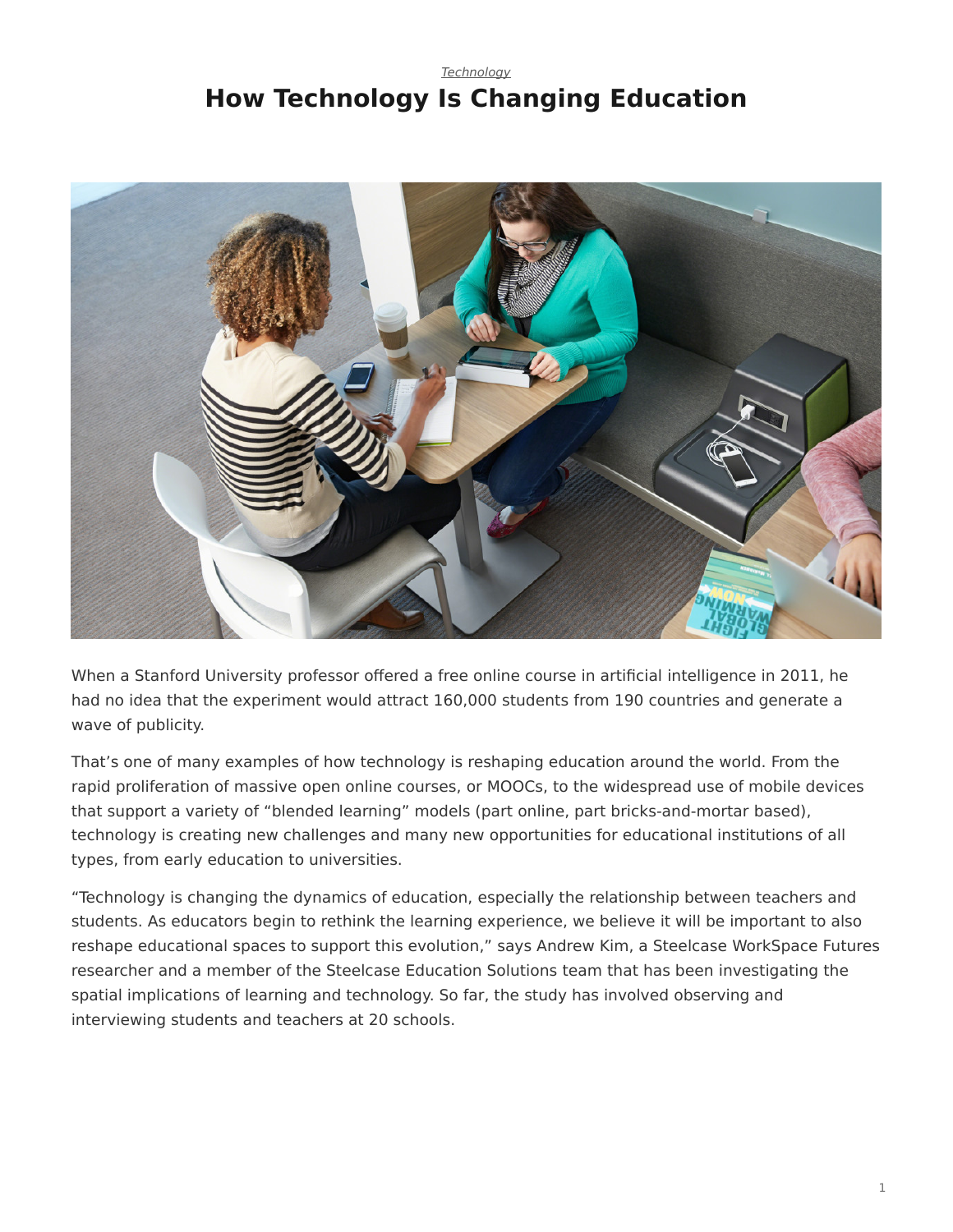*Technology*

# How Technology Is Changing Education

When a Stanford University professor offered a free online course in artificial intelligence in 2011, he had no idea that the experiment would attract 160,000 students from 190 countries and generate a wave of publicity.

That's one of many examples of how technology is reshaping education around the world. From the rapid proliferation of massive open online courses, or MOOCs, to the widespread use of mobile devices that support a variety of "blended learning" models (part online, part bricks-and-mortar based), technology is creating new challenges and many new opportunities for educational institutions of all types, from early education to universities.

"Technology is changing the dynamics of education, especially the relationship between teachers and students. As educators begin to rethink the learning experience, we believe it will be important to also reshape educational spaces to support this evolution," says Andrew Kim, a Steelcase WorkSpace Futures researcher and a member of the Steelcase Education Solutions team that has been investigating the spatial implications of learning and technology. So far, the study has involved observing and interviewing students and teachers at 20 schools.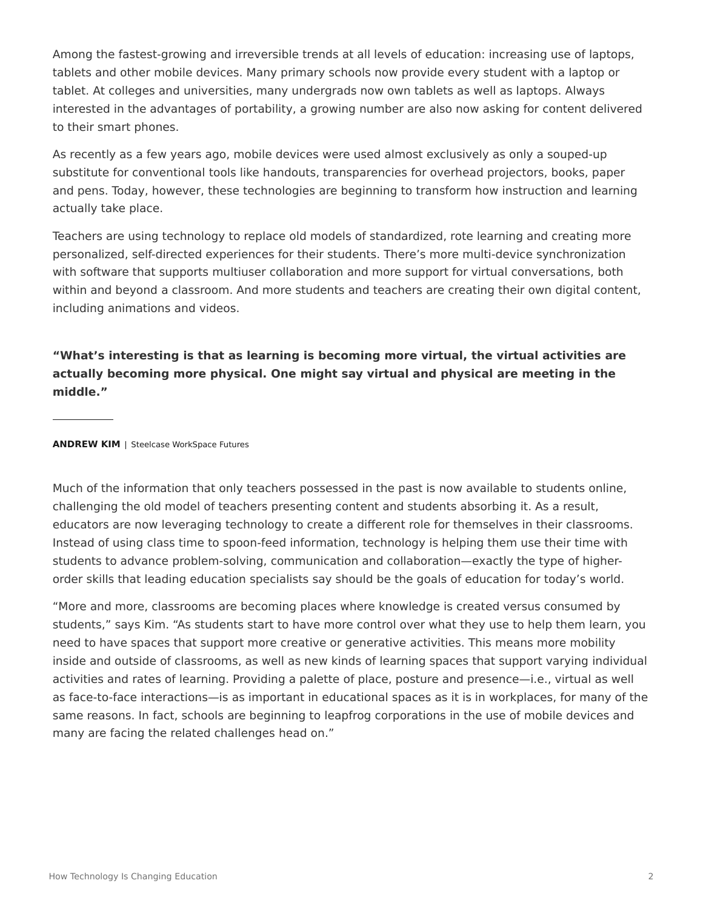Among the fastest-growing and irreversible trends at all levels of education: increasing use of laptops, tablets and other mobile devices. Many primary schools now provide every student with a laptop or tablet. At colleges and universities, many undergrads now own tablets as well as laptops. Always interested in the advantages of portability, a growing number are also now asking for content delivered to their smart phones.

As recently as a few years ago, mobile devices were used almost exclusively as only a souped-up substitute for conventional tools like handouts, transparencies for overhead projectors, books, paper and pens. Today, however, these technologies are beginning to transform how instruction and learning actually take place.

Teachers are using technology to replace old models of standardized, rote learning and creating more personalized, self-directed experiences for their students. There's more multi-device synchronization with software that supports multiuser collaboration and more support for virtual conversations, both within and beyond a classroom. And more students and teachers are creating their own digital content, including animations and videos.

**"What's interesting is that as learning is becoming more virtual, the virtual activities are actually becoming more physical. One might say virtual and physical are meeting in the middle."**

**ANDREW KIM** | Steelcase WorkSpace Futures

Much of the information that only teachers possessed in the past is now available to students online, challenging the old model of teachers presenting content and students absorbing it. As a result, educators are now leveraging technology to create a different role for themselves in their classrooms. Instead of using class time to spoon-feed information, technology is helping them use their time with students to advance problem-solving, communication and collaboration—exactly the type of higher-order skills that leading education specialists say should be the goals of education for today's world.

"More and more, classrooms are becoming places where knowledge is created versus consumed by students," says Kim. "As students start to have more control over what they use to help them learn, you need to have spaces that support more creative or generative activities. This means more mobility inside and outside of classrooms, as well as new kinds of learning spaces that support varying individual activities and rates of learning. Providing a palette of place, posture and presence—i.e., virtual as well as face-to-face interactions—is as important in educational spaces as it is in workplaces, for many of the same reasons. In fact, schools are beginning to leapfrog corporations in the use of mobile devices and many are facing the related challenges head on."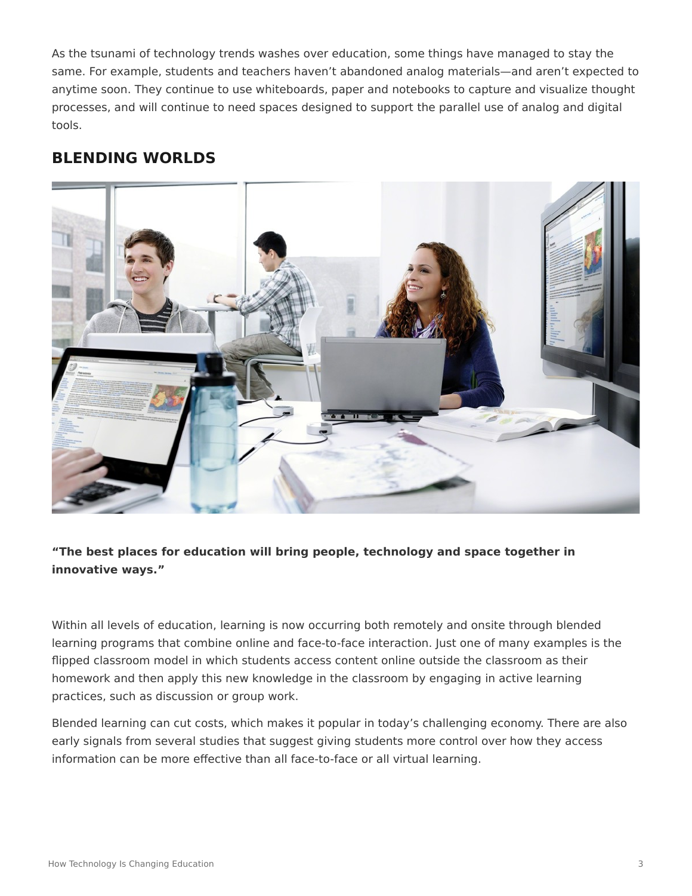As the tsunami of technology trends washes over education, some things have managed to stay the same. For example, students and teachers haven't abandoned analog materials—and aren't expected to anytime soon. They continue to use whiteboards, paper and notebooks to capture and visualize thought processes, and will continue to need spaces designed to support the parallel use of analog and digital tools.

## BLENDING WORLDS

**"The best places for education will bring people, technology and space together in innovative ways."**

Within all levels of education, learning is now occurring both remotely and onsite through blended learning programs that combine online and face-to-face interaction. Just one of many examples is the flipped classroom model in which students access content online outside the classroom as their homework and then apply this new knowledge in the classroom by engaging in active learning practices, such as discussion or group work.

Blended learning can cut costs, which makes it popular in today's challenging economy. There are also early signals from several studies that suggest giving students more control over how they access information can be more effective than all face-to-face or all virtual learning.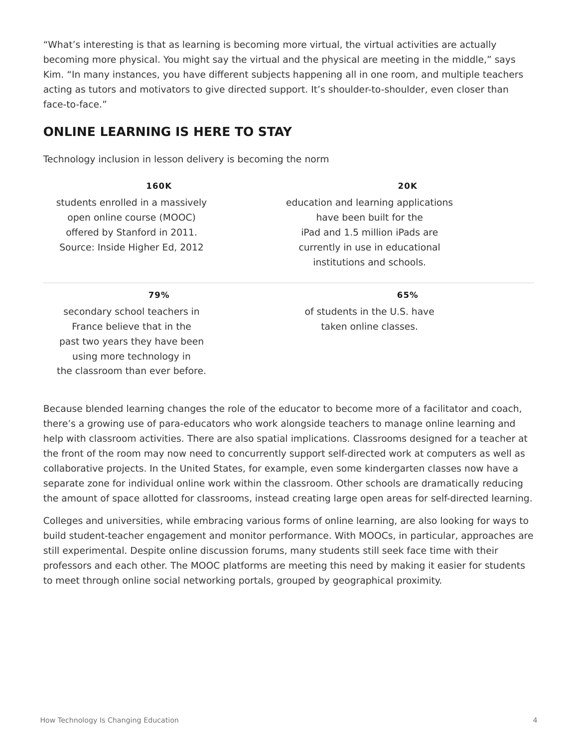"What's interesting is that as learning is becoming more virtual, the virtual activities are actually becoming more physical. You might say the virtual and the physical are meeting in the middle," says Kim. "In many instances, you have different subjects happening all in one room, and multiple teachers acting as tutors and motivators to give directed support. It's shoulder-to-shoulder, even closer than face-to-face."

## ONLINE LEARNING IS HERE TO STAY

Technology inclusion in lesson delivery is becoming the norm

**160K**

students enrolled in a massively open online course (MOOC) offered by Stanford in 2011. Source: Inside Higher Ed, 2012

**20K**

education and learning applications have been built for the iPad and 1.5 million iPads are currently in use in educational institutions and schools.

**79%**

secondary school teachers in France believe that in the past two years they have been using more technology in the classroom than ever before.

**65%**

of students in the U.S. have taken online classes.

Because blended learning changes the role of the educator to become more of a facilitator and coach, there's a growing use of para-educators who work alongside teachers to manage online learning and help with classroom activities. There are also spatial implications. Classrooms designed for a teacher at the front of the room may now need to concurrently support self-directed work at computers as well as collaborative projects. In the United States, for example, even some kindergarten classes now have a separate zone for individual online work within the classroom. Other schools are dramatically reducing the amount of space allotted for classrooms, instead creating large open areas for self-directed learning.

Colleges and universities, while embracing various forms of online learning, are also looking for ways to build student-teacher engagement and monitor performance. With MOOCs, in particular, approaches are still experimental. Despite online discussion forums, many students still seek face time with their professors and each other. The MOOC platforms are meeting this need by making it easier for students to meet through online social networking portals, grouped by geographical proximity.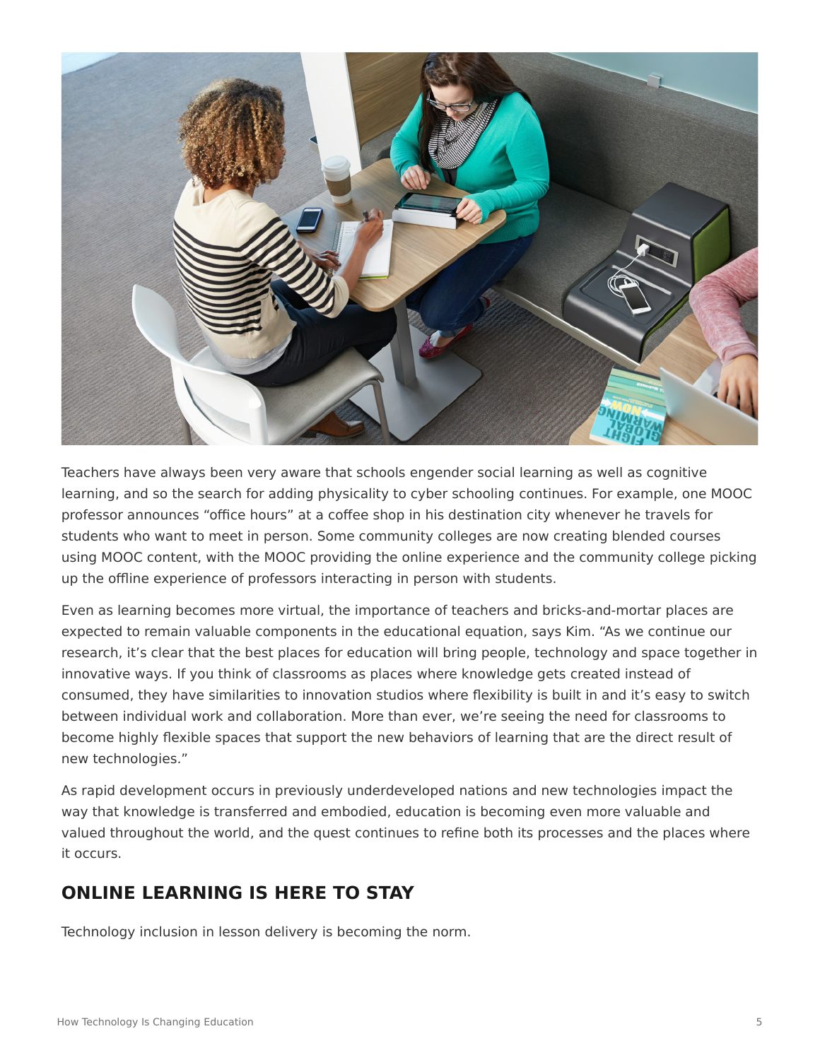Teachers have always been very aware that schools engender social learning as well as cognitive learning, and so the search for adding physicality to cyber schooling continues. For example, one MOOC professor announces “office hours” at a coffee shop in his destination city whenever he travels for students who want to meet in person. Some community colleges are now creating blended courses using MOOC content, with the MOOC providing the online experience and the community college picking up the offline experience of professors interacting in person with students.

Even as learning becomes more virtual, the importance of teachers and bricks-and-mortar places are expected to remain valuable components in the educational equation, says Kim. “As we continue our research, it’s clear that the best places for education will bring people, technology and space together in innovative ways. If you think of classrooms as places where knowledge gets created instead of consumed, they have similarities to innovation studios where flexibility is built in and it’s easy to switch between individual work and collaboration. More than ever, we’re seeing the need for classrooms to become highly flexible spaces that support the new behaviors of learning that are the direct result of new technologies.”

As rapid development occurs in previously underdeveloped nations and new technologies impact the way that knowledge is transferred and embodied, education is becoming even more valuable and valued throughout the world, and the quest continues to refine both its processes and the places where it occurs.

## ONLINE LEARNING IS HERE TO STAY

Technology inclusion in lesson delivery is becoming the norm.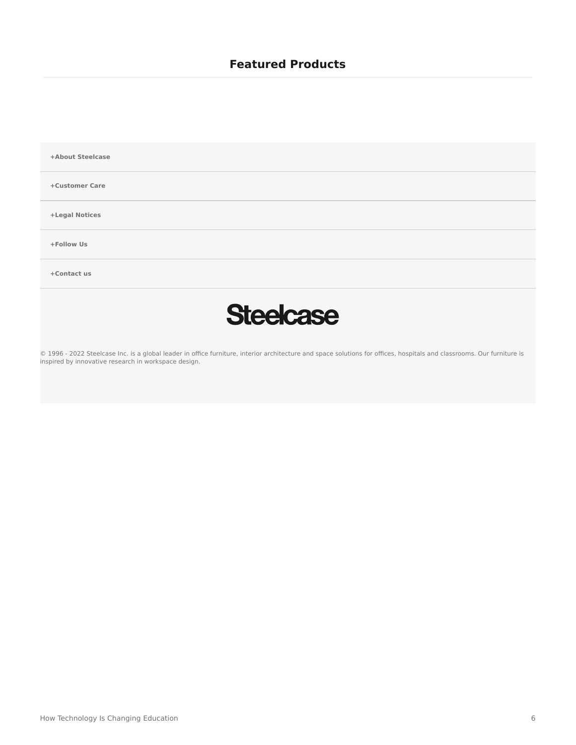## Featured Products

**+About Steelcase**

**+Customer Care**

**+Legal Notices**

**+Follow Us**

**+Contact us**

Steelcase

© 1996 - 2022 Steelcase Inc. is a global leader in office furniture, interior architecture and space solutions for offices, hospitals and classrooms. Our furniture is inspired by innovative research in workspace design.